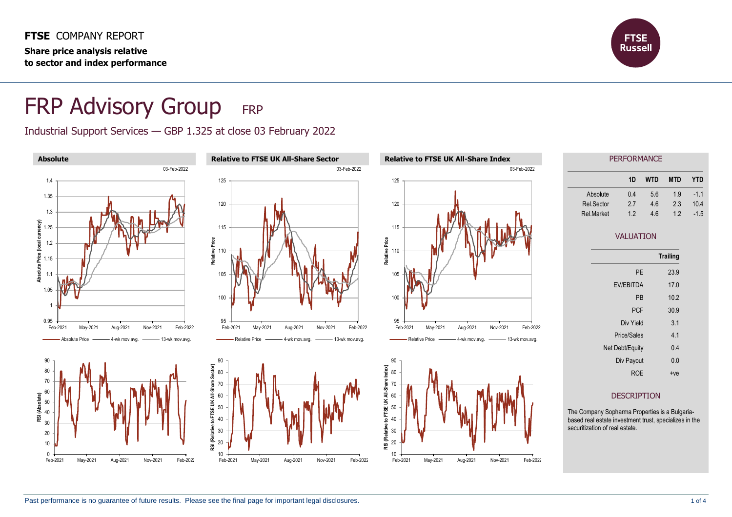**FTSE** COMPANY REPORT

**Share price analysis relative to sector and index performance**

# FRP Advisory Group FRP

## Industrial Support Services — GBP 1.325 at close 03 February 2022

**Absolute** 03-Feb-2022

**Relative to FTSE UK All-Share Sector** 03-Feb-2022

**Relative to FTSE UK All-Share Index** 03-Feb-2022

### PERFORMANCE

| | 1D | WTD | MTD | YTD |
|---|---|---|---|---|
| Absolute | 0.4 | 5.6 | 1.9 | -1.1 |
| Rel.Sector | 2.7 | 4.6 | 2.3 | 10.4 |
| Rel.Market | 1.2 | 4.6 | 1.2 | -1.5 |

### VALUATION

| | Trailing |
|---|---|
| PE | 23.9 |
| EV/EBITDA | 17.0 |
| PB | 10.2 |
| PCF | 30.9 |
| Div Yield | 3.1 |
| Price/Sales | 4.1 |
| Net Debt/Equity | 0.4 |
| Div Payout | 0.0 |
| ROE | +ve |

### DESCRIPTION

The Company Sopharma Properties is a Bulgaria-based real estate investment trust, specializes in the securitization of real estate.

Past performance is no guarantee of future results. Please see the final page for important legal disclosures.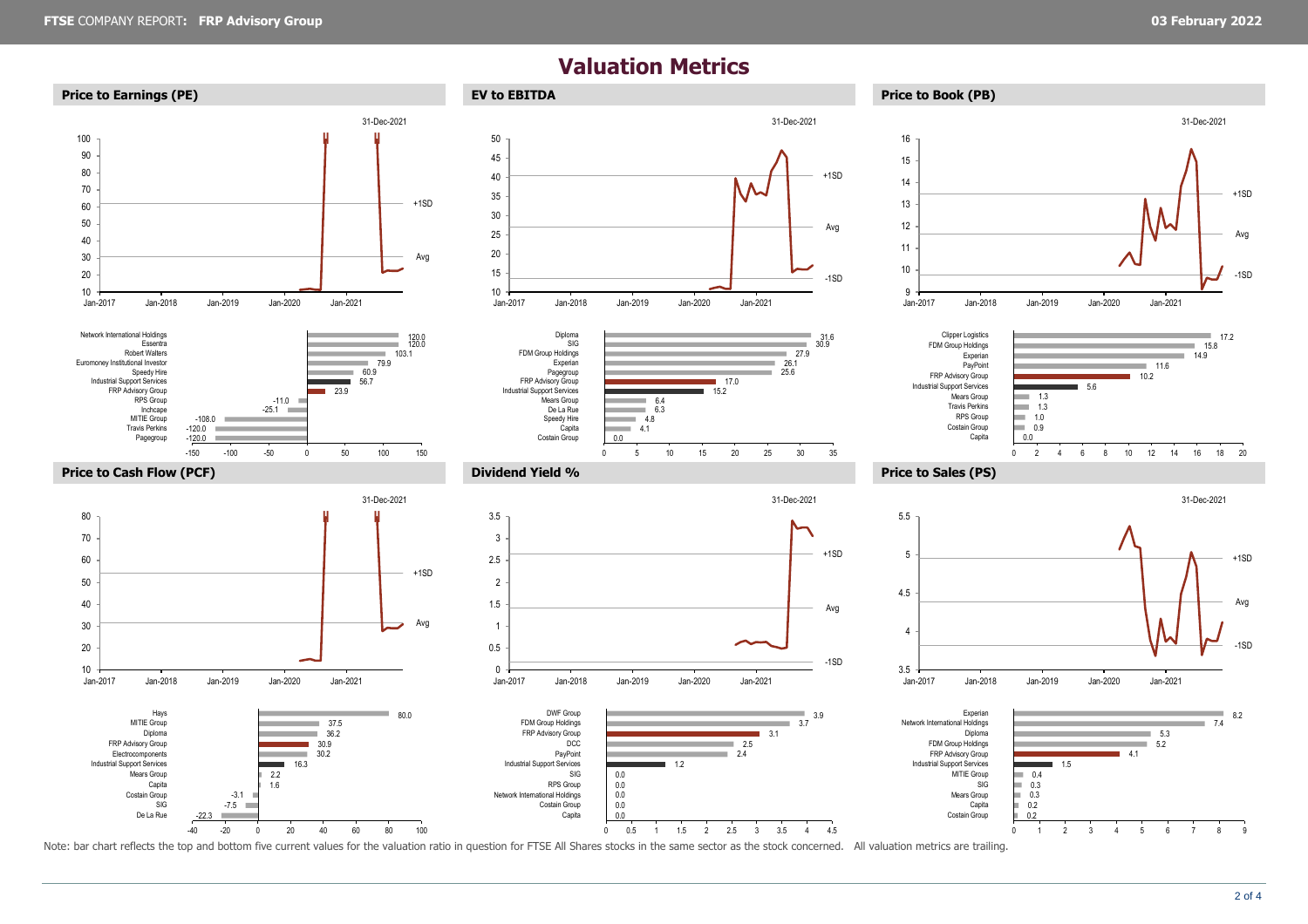# Valuation Metrics

## Price to Earnings (PE)

| Company | PE |
|---|---|
| Network International Holdings | 120.0 |
| Essentra | 120.0 |
| Robert Walters | 103.1 |
| Euromoney Institutional Investor | 79.9 |
| Speedy Hire | 60.9 |
| Industrial Support Services | 56.7 |
| FRP Advisory Group | 23.9 |
| RPS Group | -11.0 |
| Inchcape | -25.1 |
| MITIE Group | -108.0 |
| Travis Perkins | -120.0 |
| Pagegroup | -120.0 |

## EV to EBITDA

| Company | EV to EBITDA |
|---|---|
| Diploma | 31.6 |
| SIG | 30.9 |
| FDM Group Holdings | 27.9 |
| Experian | 26.1 |
| Pagegroup | 25.6 |
| FRP Advisory Group | 17.0 |
| Industrial Support Services | 15.2 |
| Mears Group | 6.4 |
| De La Rue | 6.3 |
| Speedy Hire | 4.8 |
| Capita | 4.1 |
| Costain Group | 0.0 |

## Price to Book (PB)

| Company | PB |
|---|---|
| Clipper Logistics | 17.2 |
| FDM Group Holdings | 15.8 |
| Experian | 14.9 |
| PayPoint | 11.6 |
| FRP Advisory Group | 10.2 |
| Industrial Support Services | 5.6 |
| Mears Group | 1.3 |
| Travis Perkins | 1.3 |
| RPS Group | 1.0 |
| Costain Group | 0.9 |
| Capita | 0.0 |

## Price to Cash Flow (PCF)

| Company | PCF |
|---|---|
| Hays | 80.0 |
| MITIE Group | 37.5 |
| Diploma | 36.2 |
| FRP Advisory Group | 30.9 |
| Electrocomponents | 30.2 |
| Industrial Support Services | 16.3 |
| Mears Group | 2.2 |
| Capita | 1.6 |
| Costain Group | -3.1 |
| SIG | -7.5 |
| De La Rue | -22.3 |

## Dividend Yield %

| Company | Dividend Yield % |
|---|---|
| DWF Group | 3.9 |
| FDM Group Holdings | 3.7 |
| FRP Advisory Group | 3.1 |
| DCC | 2.5 |
| PayPoint | 2.4 |
| Industrial Support Services | 1.2 |
| SIG | 0.0 |
| RPS Group | 0.0 |
| Network International Holdings | 0.0 |
| Costain Group | 0.0 |
| Capita | 0.0 |

## Price to Sales (PS)

| Company | PS |
|---|---|
| Experian | 8.2 |
| Network International Holdings | 7.4 |
| Diploma | 5.3 |
| FDM Group Holdings | 5.2 |
| FRP Advisory Group | 4.1 |
| Industrial Support Services | 1.5 |
| MITIE Group | 0.4 |
| SIG | 0.3 |
| Mears Group | 0.3 |
| Capita | 0.2 |
| Costain Group | 0.2 |

Note: bar chart reflects the top and bottom five current values for the valuation ratio in question for FTSE All Shares stocks in the same sector as the stock concerned. All valuation metrics are trailing.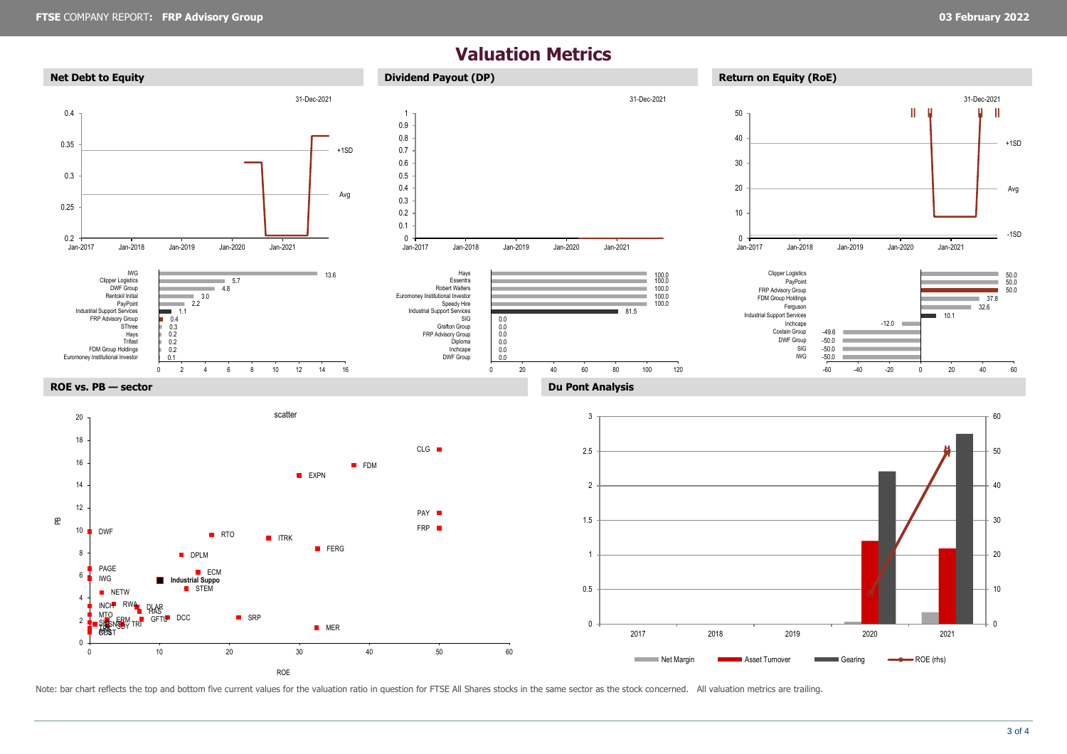# Valuation Metrics

## Net Debt to Equity

| Company | Value |
|---|---|
| IWG | 13.6 |
| Clipper Logistics | 5.7 |
| DWF Group | 4.8 |
| Rentokil Initial | 3.0 |
| PayPoint | 2.2 |
| Industrial Support Services | 1.1 |
| FRP Advisory Group | 0.4 |
| SThree | 0.3 |
| Hays | 0.2 |
| Trifast | 0.2 |
| FDM Group Holdings | 0.2 |
| Euromoney Institutional Investor | 0.1 |

## Dividend Payout (DP)

| Company | Value |
|---|---|
| Hays | 100.0 |
| Essentra | 100.0 |
| Robert Walters | 100.0 |
| Euromoney Institutional Investor | 100.0 |
| Speedy Hire | 100.0 |
| Industrial Support Services | 81.5 |
| SIG | 0.0 |
| Grafton Group | 0.0 |
| FRP Advisory Group | 0.0 |
| Diploma | 0.0 |
| Inchcape | 0.0 |
| DWF Group | 0.0 |

## Return on Equity (RoE)

| Company | Value |
|---|---|
| Clipper Logistics | 50.0 |
| PayPoint | 50.0 |
| FRP Advisory Group | 50.0 |
| FDM Group Holdings | 37.8 |
| Ferguson | 32.6 |
| Industrial Support Services | 10.1 |
| Inchcape | -12.0 |
| Costain Group | -49.6 |
| DWF Group | -50.0 |
| SIG | -50.0 |
| IWG | -50.0 |

## ROE vs. PB — sector

## Du Pont Analysis

Note: bar chart reflects the top and bottom five current values for the valuation ratio in question for FTSE All Shares stocks in the same sector as the stock concerned. All valuation metrics are trailing.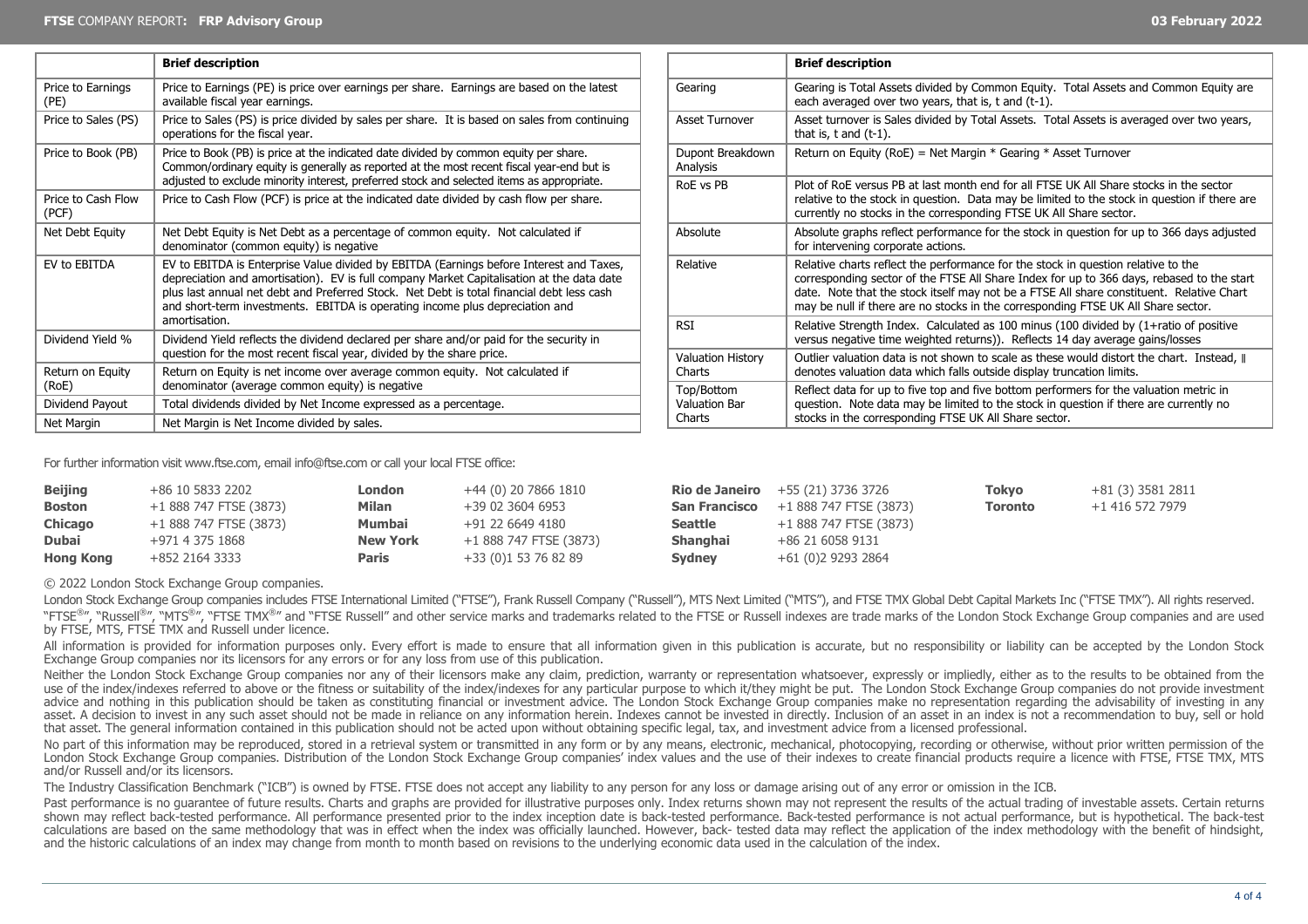| | Brief description |
|---|---|
| Price to Earnings (PE) | Price to Earnings (PE) is price over earnings per share. Earnings are based on the latest available fiscal year earnings. |
| Price to Sales (PS) | Price to Sales (PS) is price divided by sales per share. It is based on sales from continuing operations for the fiscal year. |
| Price to Book (PB) | Price to Book (PB) is price at the indicated date divided by common equity per share. Common/ordinary equity is generally as reported at the most recent fiscal year-end but is adjusted to exclude minority interest, preferred stock and selected items as appropriate. |
| Price to Cash Flow (PCF) | Price to Cash Flow (PCF) is price at the indicated date divided by cash flow per share. |
| Net Debt Equity | Net Debt Equity is Net Debt as a percentage of common equity. Not calculated if denominator (common equity) is negative |
| EV to EBITDA | EV to EBITDA is Enterprise Value divided by EBITDA (Earnings before Interest and Taxes, depreciation and amortisation). EV is full company Market Capitalisation at the data date plus last annual net debt and Preferred Stock. Net Debt is total financial debt less cash and short-term investments. EBITDA is operating income plus depreciation and amortisation. |
| Dividend Yield % | Dividend Yield reflects the dividend declared per share and/or paid for the security in question for the most recent fiscal year, divided by the share price. |
| Return on Equity (RoE) | Return on Equity is net income over average common equity. Not calculated if denominator (average common equity) is negative |
| Dividend Payout | Total dividends divided by Net Income expressed as a percentage. |
| Net Margin | Net Margin is Net Income divided by sales. |

| | Brief description |
|---|---|
| Gearing | Gearing is Total Assets divided by Common Equity. Total Assets and Common Equity are each averaged over two years, that is, t and (t-1). |
| Asset Turnover | Asset turnover is Sales divided by Total Assets. Total Assets is averaged over two years, that is, t and (t-1). |
| Dupont Breakdown Analysis | Return on Equity (RoE) = Net Margin * Gearing * Asset Turnover |
| RoE vs PB | Plot of RoE versus PB at last month end for all FTSE UK All Share stocks in the sector relative to the stock in question. Data may be limited to the stock in question if there are currently no stocks in the corresponding FTSE UK All Share sector. |
| Absolute | Absolute graphs reflect performance for the stock in question for up to 366 days adjusted for intervening corporate actions. |
| Relative | Relative charts reflect the performance for the stock in question relative to the corresponding sector of the FTSE All Share Index for up to 366 days, rebased to the start date. Note that the stock itself may not be a FTSE All share constituent. Relative Chart may be null if there are no stocks in the corresponding FTSE UK All Share sector. |
| RSI | Relative Strength Index. Calculated as 100 minus (100 divided by (1+ratio of positive versus negative time weighted returns)). Reflects 14 day average gains/losses |
| Valuation History Charts | Outlier valuation data is not shown to scale as these would distort the chart. Instead, ‖ denotes valuation data which falls outside display truncation limits. |
| Top/Bottom Valuation Bar Charts | Reflect data for up to five top and five bottom performers for the valuation metric in question. Note data may be limited to the stock in question if there are currently no stocks in the corresponding FTSE UK All Share sector. |

For further information visit www.ftse.com, email info@ftse.com or call your local FTSE office:

| | | | | | | | |
|---|---|---|---|---|---|---|---|
| **Beijing** | +86 10 5833 2202 | **London** | +44 (0) 20 7866 1810 | **Rio de Janeiro** | +55 (21) 3736 3726 | **Tokyo** | +81 (3) 3581 2811 |
| **Boston** | +1 888 747 FTSE (3873) | **Milan** | +39 02 3604 6953 | **San Francisco** | +1 888 747 FTSE (3873) | **Toronto** | +1 416 572 7979 |
| **Chicago** | +1 888 747 FTSE (3873) | **Mumbai** | +91 22 6649 4180 | **Seattle** | +1 888 747 FTSE (3873) | | |
| **Dubai** | +971 4 375 1868 | **New York** | +1 888 747 FTSE (3873) | **Shanghai** | +86 21 6058 9131 | | |
| **Hong Kong** | +852 2164 3333 | **Paris** | +33 (0)1 53 76 82 89 | **Sydney** | +61 (0)2 9293 2864 | | |

© 2022 London Stock Exchange Group companies.

London Stock Exchange Group companies includes FTSE International Limited ("FTSE"), Frank Russell Company ("Russell"), MTS Next Limited ("MTS"), and FTSE TMX Global Debt Capital Markets Inc ("FTSE TMX"). All rights reserved. "FTSE®", "Russell®", "MTS®", "FTSE TMX®" and "FTSE Russell" and other service marks and trademarks related to the FTSE or Russell indexes are trade marks of the London Stock Exchange Group companies and are used by FTSE, MTS, FTSE TMX and Russell under licence.

All information is provided for information purposes only. Every effort is made to ensure that all information given in this publication is accurate, but no responsibility or liability can be accepted by the London Stock Exchange Group companies nor its licensors for any errors or for any loss from use of this publication.

Neither the London Stock Exchange Group companies nor any of their licensors make any claim, prediction, warranty or representation whatsoever, expressly or impliedly, either as to the results to be obtained from the use of the index/indexes referred to above or the fitness or suitability of the index/indexes for any particular purpose to which it/they might be put. The London Stock Exchange Group companies do not provide investment advice and nothing in this publication should be taken as constituting financial or investment advice. The London Stock Exchange Group companies make no representation regarding the advisability of investing in any asset. A decision to invest in any such asset should not be made in reliance on any information herein. Indexes cannot be invested in directly. Inclusion of an asset in an index is not a recommendation to buy, sell or hold that asset. The general information contained in this publication should not be acted upon without obtaining specific legal, tax, and investment advice from a licensed professional.

No part of this information may be reproduced, stored in a retrieval system or transmitted in any form or by any means, electronic, mechanical, photocopying, recording or otherwise, without prior written permission of the London Stock Exchange Group companies. Distribution of the London Stock Exchange Group companies' index values and the use of their indexes to create financial products require a licence with FTSE, FTSE TMX, MTS and/or Russell and/or its licensors.

The Industry Classification Benchmark ("ICB") is owned by FTSE. FTSE does not accept any liability to any person for any loss or damage arising out of any error or omission in the ICB.

Past performance is no guarantee of future results. Charts and graphs are provided for illustrative purposes only. Index returns shown may not represent the results of the actual trading of investable assets. Certain returns shown may reflect back-tested performance. All performance presented prior to the index inception date is back-tested performance. Back-tested performance is not actual performance, but is hypothetical. The back-test calculations are based on the same methodology that was in effect when the index was officially launched. However, back- tested data may reflect the application of the index methodology with the benefit of hindsight, and the historic calculations of an index may change from month to month based on revisions to the underlying economic data used in the calculation of the index.